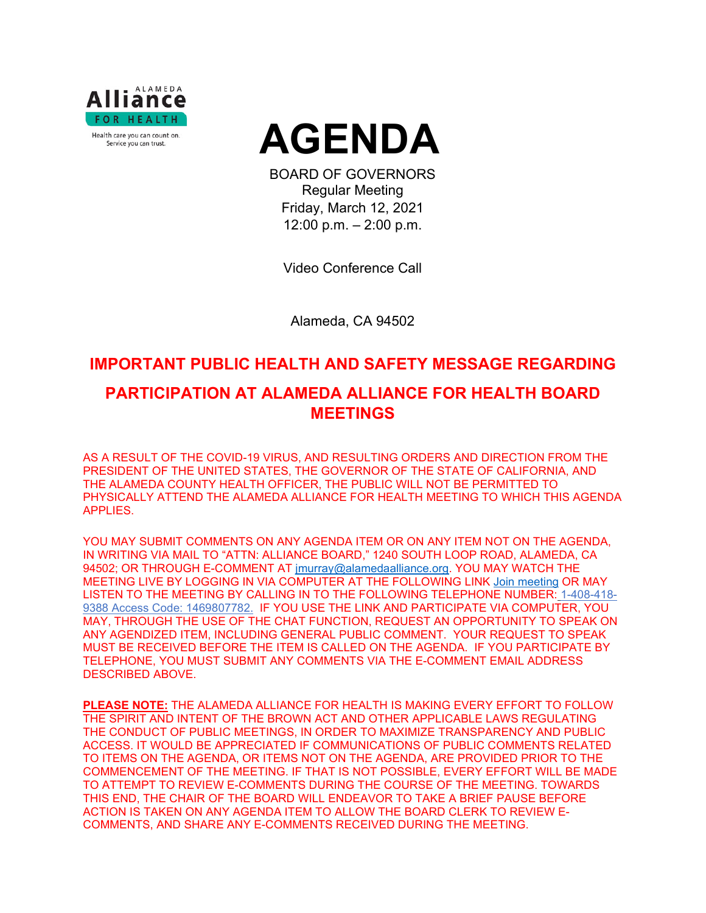Alameda Alliance for Health

Health care you can count on. Service you can trust.

# AGENDA

BOARD OF GOVERNORS
Regular Meeting
Friday, March 12, 2021
12:00 p.m. – 2:00 p.m.

Video Conference Call

Alameda, CA 94502

## IMPORTANT PUBLIC HEALTH AND SAFETY MESSAGE REGARDING PARTICIPATION AT ALAMEDA ALLIANCE FOR HEALTH BOARD MEETINGS

AS A RESULT OF THE COVID-19 VIRUS, AND RESULTING ORDERS AND DIRECTION FROM THE PRESIDENT OF THE UNITED STATES, THE GOVERNOR OF THE STATE OF CALIFORNIA, AND THE ALAMEDA COUNTY HEALTH OFFICER, THE PUBLIC WILL NOT BE PERMITTED TO PHYSICALLY ATTEND THE ALAMEDA ALLIANCE FOR HEALTH MEETING TO WHICH THIS AGENDA APPLIES.

YOU MAY SUBMIT COMMENTS ON ANY AGENDA ITEM OR ON ANY ITEM NOT ON THE AGENDA, IN WRITING VIA MAIL TO "ATTN: ALLIANCE BOARD," 1240 SOUTH LOOP ROAD, ALAMEDA, CA 94502; OR THROUGH E-COMMENT AT jmurray@alamedaalliance.org. YOU MAY WATCH THE MEETING LIVE BY LOGGING IN VIA COMPUTER AT THE FOLLOWING LINK Join meeting OR MAY LISTEN TO THE MEETING BY CALLING IN TO THE FOLLOWING TELEPHONE NUMBER: 1-408-418-9388 Access Code: 1469807782. IF YOU USE THE LINK AND PARTICIPATE VIA COMPUTER, YOU MAY, THROUGH THE USE OF THE CHAT FUNCTION, REQUEST AN OPPORTUNITY TO SPEAK ON ANY AGENDIZED ITEM, INCLUDING GENERAL PUBLIC COMMENT. YOUR REQUEST TO SPEAK MUST BE RECEIVED BEFORE THE ITEM IS CALLED ON THE AGENDA. IF YOU PARTICIPATE BY TELEPHONE, YOU MUST SUBMIT ANY COMMENTS VIA THE E-COMMENT EMAIL ADDRESS DESCRIBED ABOVE.

**PLEASE NOTE:** THE ALAMEDA ALLIANCE FOR HEALTH IS MAKING EVERY EFFORT TO FOLLOW THE SPIRIT AND INTENT OF THE BROWN ACT AND OTHER APPLICABLE LAWS REGULATING THE CONDUCT OF PUBLIC MEETINGS, IN ORDER TO MAXIMIZE TRANSPARENCY AND PUBLIC ACCESS. IT WOULD BE APPRECIATED IF COMMUNICATIONS OF PUBLIC COMMENTS RELATED TO ITEMS ON THE AGENDA, OR ITEMS NOT ON THE AGENDA, ARE PROVIDED PRIOR TO THE COMMENCEMENT OF THE MEETING. IF THAT IS NOT POSSIBLE, EVERY EFFORT WILL BE MADE TO ATTEMPT TO REVIEW E-COMMENTS DURING THE COURSE OF THE MEETING. TOWARDS THIS END, THE CHAIR OF THE BOARD WILL ENDEAVOR TO TAKE A BRIEF PAUSE BEFORE ACTION IS TAKEN ON ANY AGENDA ITEM TO ALLOW THE BOARD CLERK TO REVIEW E-COMMENTS, AND SHARE ANY E-COMMENTS RECEIVED DURING THE MEETING.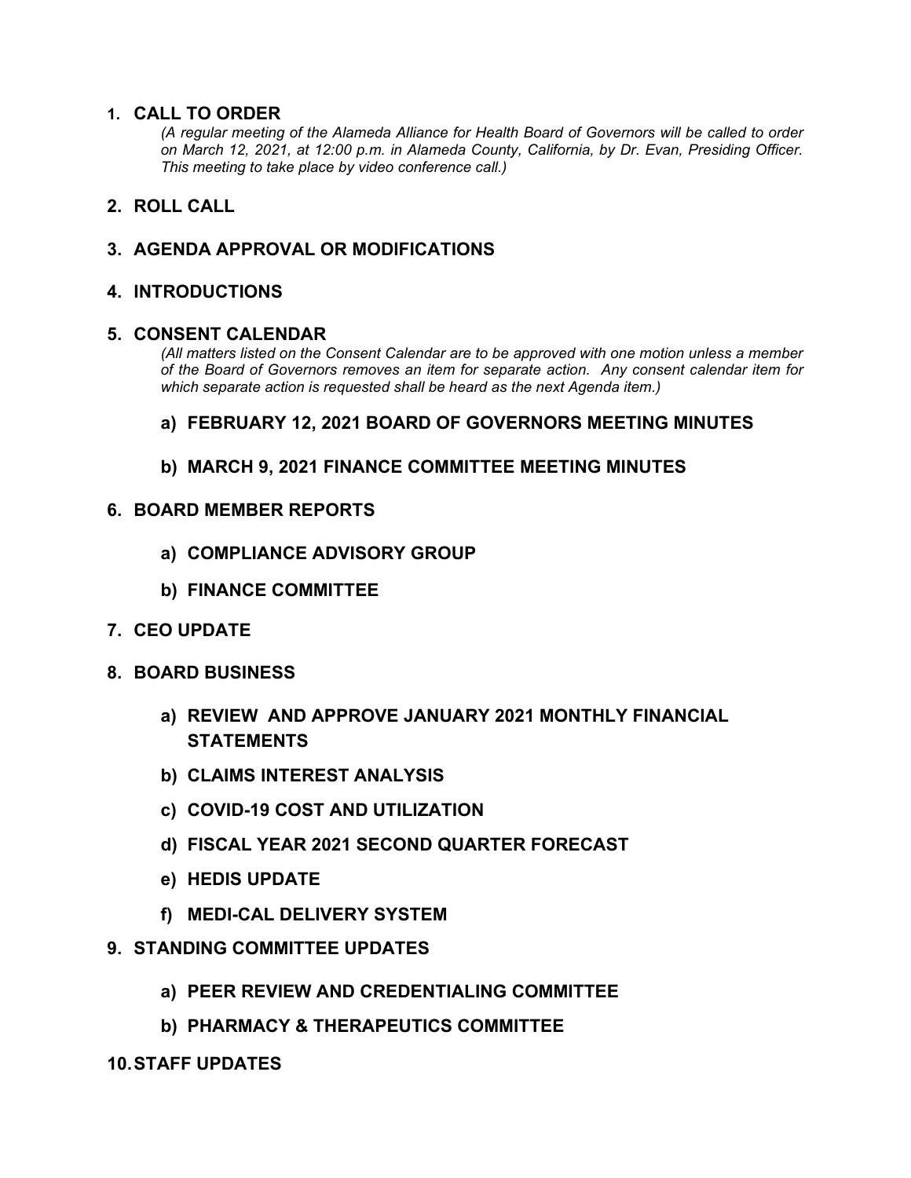1. **CALL TO ORDER**

   *(A regular meeting of the Alameda Alliance for Health Board of Governors will be called to order on March 12, 2021, at 12:00 p.m. in Alameda County, California, by Dr. Evan, Presiding Officer. This meeting to take place by video conference call.)*

2. **ROLL CALL**

3. **AGENDA APPROVAL OR MODIFICATIONS**

4. **INTRODUCTIONS**

5. **CONSENT CALENDAR**

   *(All matters listed on the Consent Calendar are to be approved with one motion unless a member of the Board of Governors removes an item for separate action. Any consent calendar item for which separate action is requested shall be heard as the next Agenda item.)*

   a) **FEBRUARY 12, 2021 BOARD OF GOVERNORS MEETING MINUTES**

   b) **MARCH 9, 2021 FINANCE COMMITTEE MEETING MINUTES**

6. **BOARD MEMBER REPORTS**

   a) **COMPLIANCE ADVISORY GROUP**

   b) **FINANCE COMMITTEE**

7. **CEO UPDATE**

8. **BOARD BUSINESS**

   a) **REVIEW AND APPROVE JANUARY 2021 MONTHLY FINANCIAL STATEMENTS**

   b) **CLAIMS INTEREST ANALYSIS**

   c) **COVID-19 COST AND UTILIZATION**

   d) **FISCAL YEAR 2021 SECOND QUARTER FORECAST**

   e) **HEDIS UPDATE**

   f) **MEDI-CAL DELIVERY SYSTEM**

9. **STANDING COMMITTEE UPDATES**

   a) **PEER REVIEW AND CREDENTIALING COMMITTEE**

   b) **PHARMACY & THERAPEUTICS COMMITTEE**

10. **STAFF UPDATES**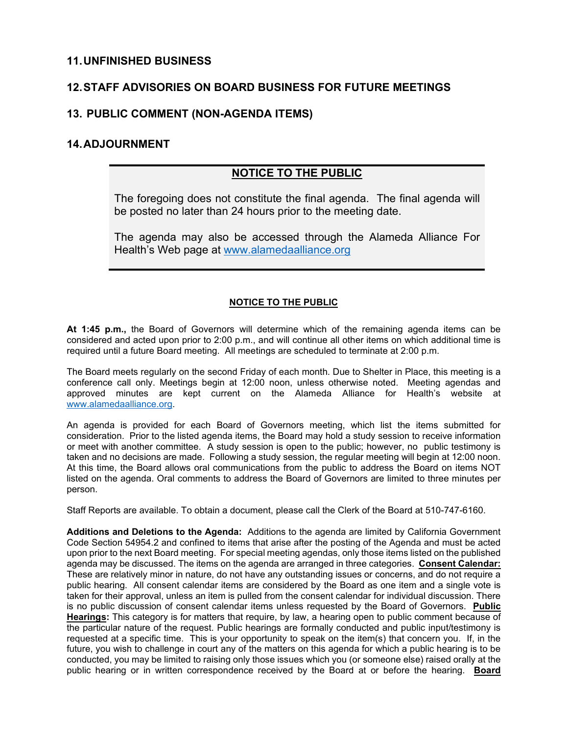## 11. UNFINISHED BUSINESS

## 12. STAFF ADVISORIES ON BOARD BUSINESS FOR FUTURE MEETINGS

## 13. PUBLIC COMMENT (NON-AGENDA ITEMS)

## 14. ADJOURNMENT

**NOTICE TO THE PUBLIC**

The foregoing does not constitute the final agenda. The final agenda will be posted no later than 24 hours prior to the meeting date.

The agenda may also be accessed through the Alameda Alliance For Health's Web page at www.alamedaalliance.org

**NOTICE TO THE PUBLIC**

**At 1:45 p.m.,** the Board of Governors will determine which of the remaining agenda items can be considered and acted upon prior to 2:00 p.m., and will continue all other items on which additional time is required until a future Board meeting. All meetings are scheduled to terminate at 2:00 p.m.

The Board meets regularly on the second Friday of each month. Due to Shelter in Place, this meeting is a conference call only. Meetings begin at 12:00 noon, unless otherwise noted. Meeting agendas and approved minutes are kept current on the Alameda Alliance for Health's website at www.alamedaalliance.org.

An agenda is provided for each Board of Governors meeting, which list the items submitted for consideration. Prior to the listed agenda items, the Board may hold a study session to receive information or meet with another committee. A study session is open to the public; however, no public testimony is taken and no decisions are made. Following a study session, the regular meeting will begin at 12:00 noon. At this time, the Board allows oral communications from the public to address the Board on items NOT listed on the agenda. Oral comments to address the Board of Governors are limited to three minutes per person.

Staff Reports are available. To obtain a document, please call the Clerk of the Board at 510-747-6160.

**Additions and Deletions to the Agenda:** Additions to the agenda are limited by California Government Code Section 54954.2 and confined to items that arise after the posting of the Agenda and must be acted upon prior to the next Board meeting. For special meeting agendas, only those items listed on the published agenda may be discussed. The items on the agenda are arranged in three categories. **Consent Calendar:** These are relatively minor in nature, do not have any outstanding issues or concerns, and do not require a public hearing. All consent calendar items are considered by the Board as one item and a single vote is taken for their approval, unless an item is pulled from the consent calendar for individual discussion. There is no public discussion of consent calendar items unless requested by the Board of Governors. **Public Hearings:** This category is for matters that require, by law, a hearing open to public comment because of the particular nature of the request. Public hearings are formally conducted and public input/testimony is requested at a specific time. This is your opportunity to speak on the item(s) that concern you. If, in the future, you wish to challenge in court any of the matters on this agenda for which a public hearing is to be conducted, you may be limited to raising only those issues which you (or someone else) raised orally at the public hearing or in written correspondence received by the Board at or before the hearing. **Board**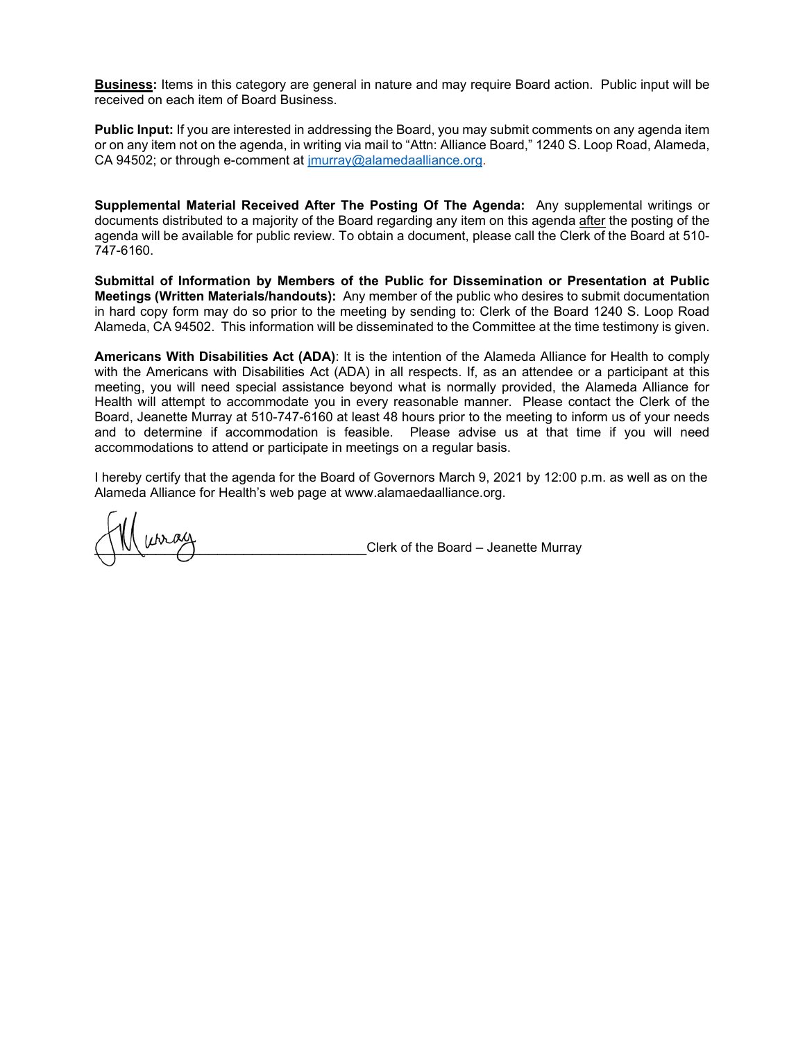**Business:** Items in this category are general in nature and may require Board action. Public input will be received on each item of Board Business.

**Public Input:** If you are interested in addressing the Board, you may submit comments on any agenda item or on any item not on the agenda, in writing via mail to "Attn: Alliance Board," 1240 S. Loop Road, Alameda, CA 94502; or through e-comment at jmurray@alamedaalliance.org.

**Supplemental Material Received After The Posting Of The Agenda:** Any supplemental writings or documents distributed to a majority of the Board regarding any item on this agenda after the posting of the agenda will be available for public review. To obtain a document, please call the Clerk of the Board at 510-747-6160.

**Submittal of Information by Members of the Public for Dissemination or Presentation at Public Meetings (Written Materials/handouts):** Any member of the public who desires to submit documentation in hard copy form may do so prior to the meeting by sending to: Clerk of the Board 1240 S. Loop Road Alameda, CA 94502. This information will be disseminated to the Committee at the time testimony is given.

**Americans With Disabilities Act (ADA)**: It is the intention of the Alameda Alliance for Health to comply with the Americans with Disabilities Act (ADA) in all respects. If, as an attendee or a participant at this meeting, you will need special assistance beyond what is normally provided, the Alameda Alliance for Health will attempt to accommodate you in every reasonable manner. Please contact the Clerk of the Board, Jeanette Murray at 510-747-6160 at least 48 hours prior to the meeting to inform us of your needs and to determine if accommodation is feasible. Please advise us at that time if you will need accommodations to attend or participate in meetings on a regular basis.

I hereby certify that the agenda for the Board of Governors March 9, 2021 by 12:00 p.m. as well as on the Alameda Alliance for Health's web page at www.alamaedaalliance.org.

_________________________________Clerk of the Board – Jeanette Murray